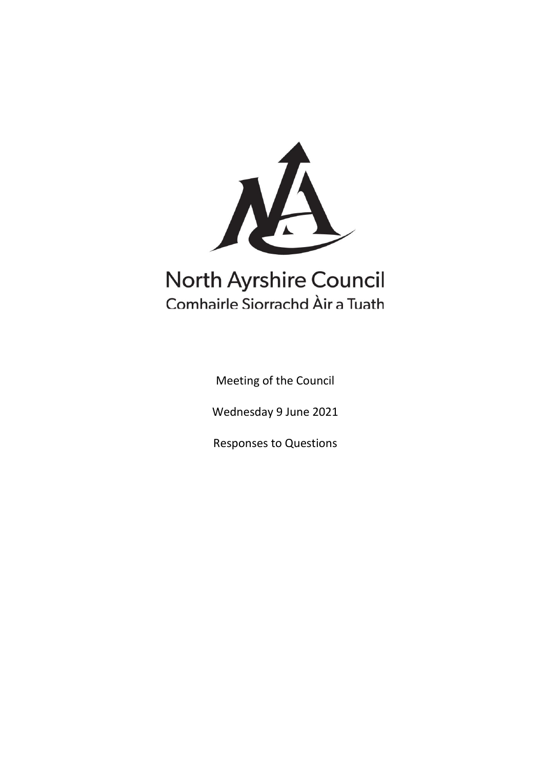North Ayrshire Council

Comhairle Siorrachd Àir a Tuath

Meeting of the Council

Wednesday 9 June 2021

Responses to Questions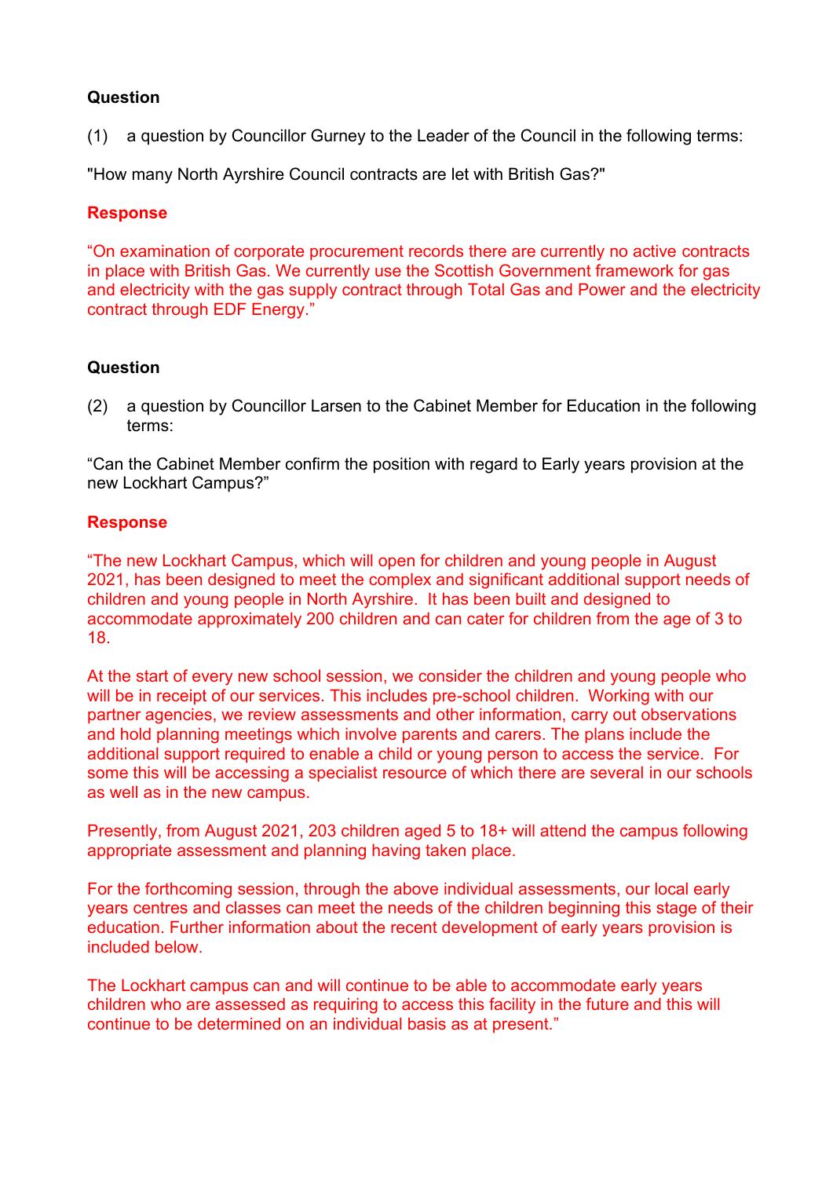**Question**

(1) a question by Councillor Gurney to the Leader of the Council in the following terms:

"How many North Ayrshire Council contracts are let with British Gas?"

**Response**

"On examination of corporate procurement records there are currently no active contracts in place with British Gas. We currently use the Scottish Government framework for gas and electricity with the gas supply contract through Total Gas and Power and the electricity contract through EDF Energy."

**Question**

(2) a question by Councillor Larsen to the Cabinet Member for Education in the following terms:

"Can the Cabinet Member confirm the position with regard to Early years provision at the new Lockhart Campus?"

**Response**

"The new Lockhart Campus, which will open for children and young people in August 2021, has been designed to meet the complex and significant additional support needs of children and young people in North Ayrshire. It has been built and designed to accommodate approximately 200 children and can cater for children from the age of 3 to 18.

At the start of every new school session, we consider the children and young people who will be in receipt of our services. This includes pre-school children. Working with our partner agencies, we review assessments and other information, carry out observations and hold planning meetings which involve parents and carers. The plans include the additional support required to enable a child or young person to access the service. For some this will be accessing a specialist resource of which there are several in our schools as well as in the new campus.

Presently, from August 2021, 203 children aged 5 to 18+ will attend the campus following appropriate assessment and planning having taken place.

For the forthcoming session, through the above individual assessments, our local early years centres and classes can meet the needs of the children beginning this stage of their education. Further information about the recent development of early years provision is included below.

The Lockhart campus can and will continue to be able to accommodate early years children who are assessed as requiring to access this facility in the future and this will continue to be determined on an individual basis as at present."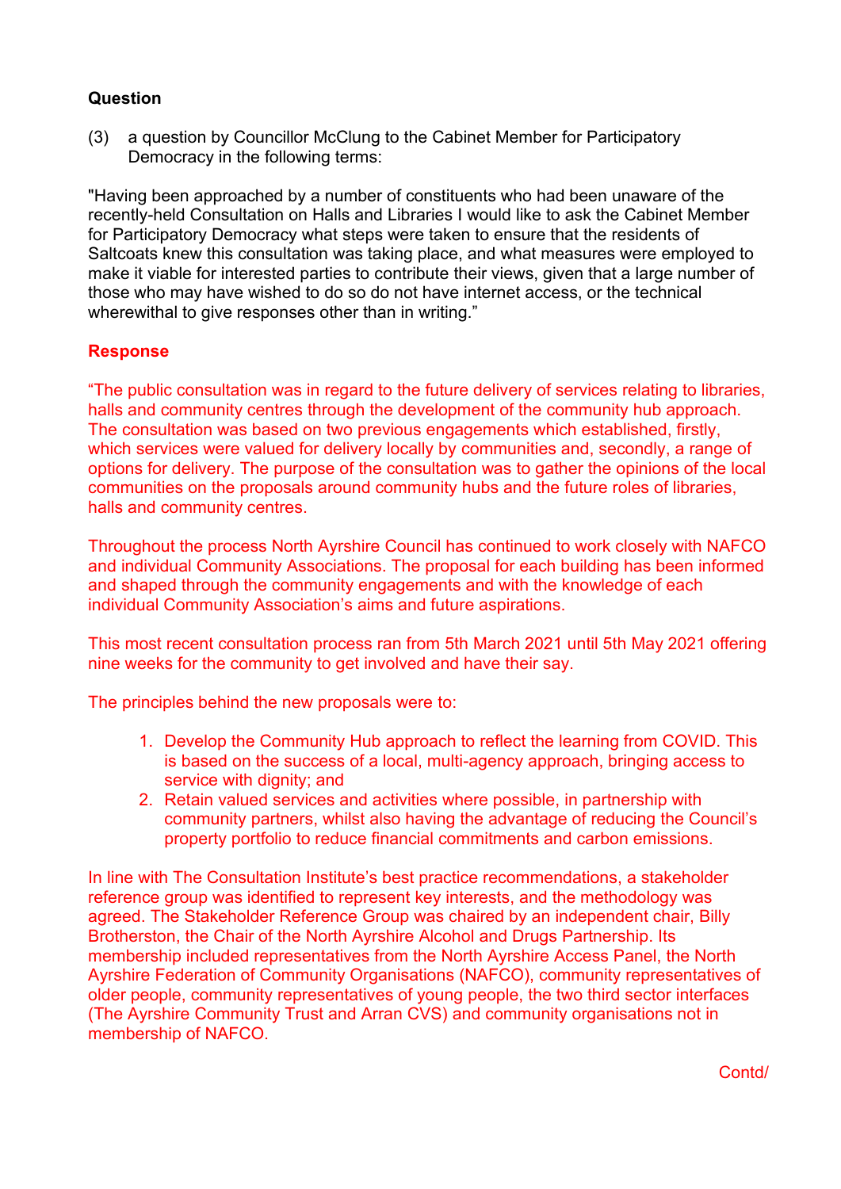**Question**

(3) a question by Councillor McClung to the Cabinet Member for Participatory Democracy in the following terms:

"Having been approached by a number of constituents who had been unaware of the recently-held Consultation on Halls and Libraries I would like to ask the Cabinet Member for Participatory Democracy what steps were taken to ensure that the residents of Saltcoats knew this consultation was taking place, and what measures were employed to make it viable for interested parties to contribute their views, given that a large number of those who may have wished to do so do not have internet access, or the technical wherewithal to give responses other than in writing."

**Response**

"The public consultation was in regard to the future delivery of services relating to libraries, halls and community centres through the development of the community hub approach. The consultation was based on two previous engagements which established, firstly, which services were valued for delivery locally by communities and, secondly, a range of options for delivery. The purpose of the consultation was to gather the opinions of the local communities on the proposals around community hubs and the future roles of libraries, halls and community centres.

Throughout the process North Ayrshire Council has continued to work closely with NAFCO and individual Community Associations. The proposal for each building has been informed and shaped through the community engagements and with the knowledge of each individual Community Association's aims and future aspirations.

This most recent consultation process ran from 5th March 2021 until 5th May 2021 offering nine weeks for the community to get involved and have their say.

The principles behind the new proposals were to:

1. Develop the Community Hub approach to reflect the learning from COVID. This is based on the success of a local, multi-agency approach, bringing access to service with dignity; and
2. Retain valued services and activities where possible, in partnership with community partners, whilst also having the advantage of reducing the Council's property portfolio to reduce financial commitments and carbon emissions.

In line with The Consultation Institute's best practice recommendations, a stakeholder reference group was identified to represent key interests, and the methodology was agreed. The Stakeholder Reference Group was chaired by an independent chair, Billy Brotherston, the Chair of the North Ayrshire Alcohol and Drugs Partnership. Its membership included representatives from the North Ayrshire Access Panel, the North Ayrshire Federation of Community Organisations (NAFCO), community representatives of older people, community representatives of young people, the two third sector interfaces (The Ayrshire Community Trust and Arran CVS) and community organisations not in membership of NAFCO.

Contd/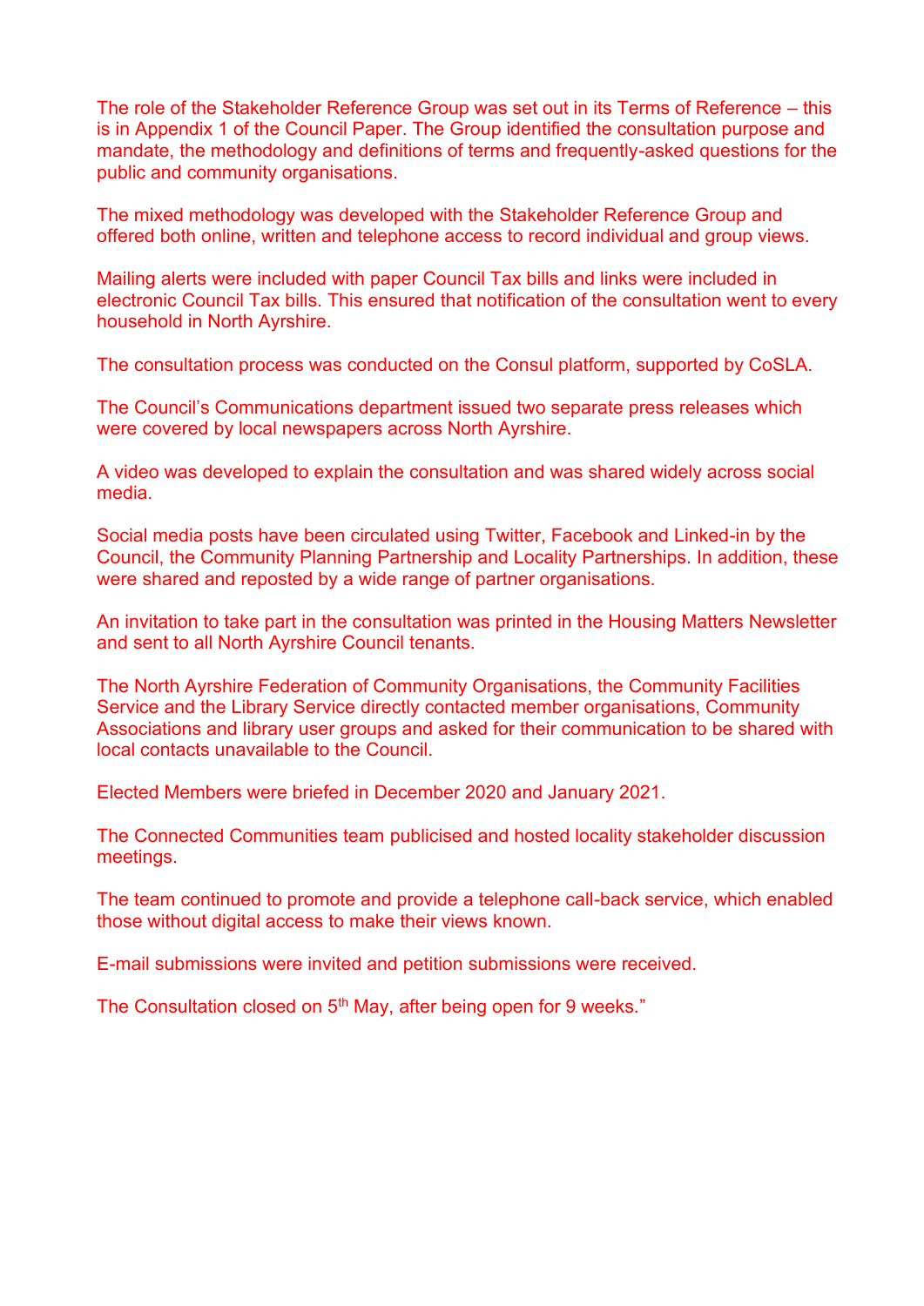The role of the Stakeholder Reference Group was set out in its Terms of Reference – this is in Appendix 1 of the Council Paper. The Group identified the consultation purpose and mandate, the methodology and definitions of terms and frequently-asked questions for the public and community organisations.

The mixed methodology was developed with the Stakeholder Reference Group and offered both online, written and telephone access to record individual and group views.

Mailing alerts were included with paper Council Tax bills and links were included in electronic Council Tax bills. This ensured that notification of the consultation went to every household in North Ayrshire.

The consultation process was conducted on the Consul platform, supported by CoSLA.

The Council's Communications department issued two separate press releases which were covered by local newspapers across North Ayrshire.

A video was developed to explain the consultation and was shared widely across social media.

Social media posts have been circulated using Twitter, Facebook and Linked-in by the Council, the Community Planning Partnership and Locality Partnerships. In addition, these were shared and reposted by a wide range of partner organisations.

An invitation to take part in the consultation was printed in the Housing Matters Newsletter and sent to all North Ayrshire Council tenants.

The North Ayrshire Federation of Community Organisations, the Community Facilities Service and the Library Service directly contacted member organisations, Community Associations and library user groups and asked for their communication to be shared with local contacts unavailable to the Council.

Elected Members were briefed in December 2020 and January 2021.

The Connected Communities team publicised and hosted locality stakeholder discussion meetings.

The team continued to promote and provide a telephone call-back service, which enabled those without digital access to make their views known.

E-mail submissions were invited and petition submissions were received.

The Consultation closed on 5th May, after being open for 9 weeks."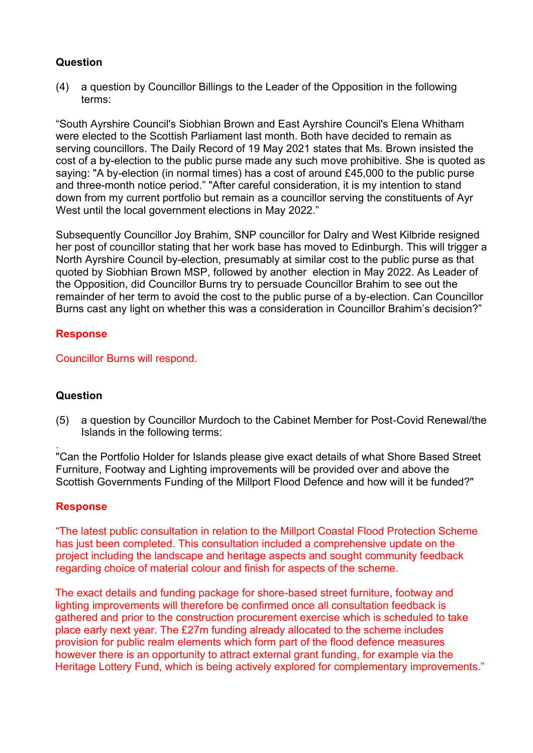**Question**

(4) a question by Councillor Billings to the Leader of the Opposition in the following terms:

"South Ayrshire Council's Siobhian Brown and East Ayrshire Council's Elena Whitham were elected to the Scottish Parliament last month. Both have decided to remain as serving councillors. The Daily Record of 19 May 2021 states that Ms. Brown insisted the cost of a by-election to the public purse made any such move prohibitive. She is quoted as saying: "A by-election (in normal times) has a cost of around £45,000 to the public purse and three-month notice period." "After careful consideration, it is my intention to stand down from my current portfolio but remain as a councillor serving the constituents of Ayr West until the local government elections in May 2022."

Subsequently Councillor Joy Brahim, SNP councillor for Dalry and West Kilbride resigned her post of councillor stating that her work base has moved to Edinburgh. This will trigger a North Ayrshire Council by-election, presumably at similar cost to the public purse as that quoted by Siobhian Brown MSP, followed by another election in May 2022. As Leader of the Opposition, did Councillor Burns try to persuade Councillor Brahim to see out the remainder of her term to avoid the cost to the public purse of a by-election. Can Councillor Burns cast any light on whether this was a consideration in Councillor Brahim's decision?"

**Response**

Councillor Burns will respond.

**Question**

(5) a question by Councillor Murdoch to the Cabinet Member for Post-Covid Renewal/the Islands in the following terms:

.
"Can the Portfolio Holder for Islands please give exact details of what Shore Based Street Furniture, Footway and Lighting improvements will be provided over and above the Scottish Governments Funding of the Millport Flood Defence and how will it be funded?"

**Response**

"The latest public consultation in relation to the Millport Coastal Flood Protection Scheme has just been completed. This consultation included a comprehensive update on the project including the landscape and heritage aspects and sought community feedback regarding choice of material colour and finish for aspects of the scheme.

The exact details and funding package for shore-based street furniture, footway and lighting improvements will therefore be confirmed once all consultation feedback is gathered and prior to the construction procurement exercise which is scheduled to take place early next year. The £27m funding already allocated to the scheme includes provision for public realm elements which form part of the flood defence measures however there is an opportunity to attract external grant funding, for example via the Heritage Lottery Fund, which is being actively explored for complementary improvements."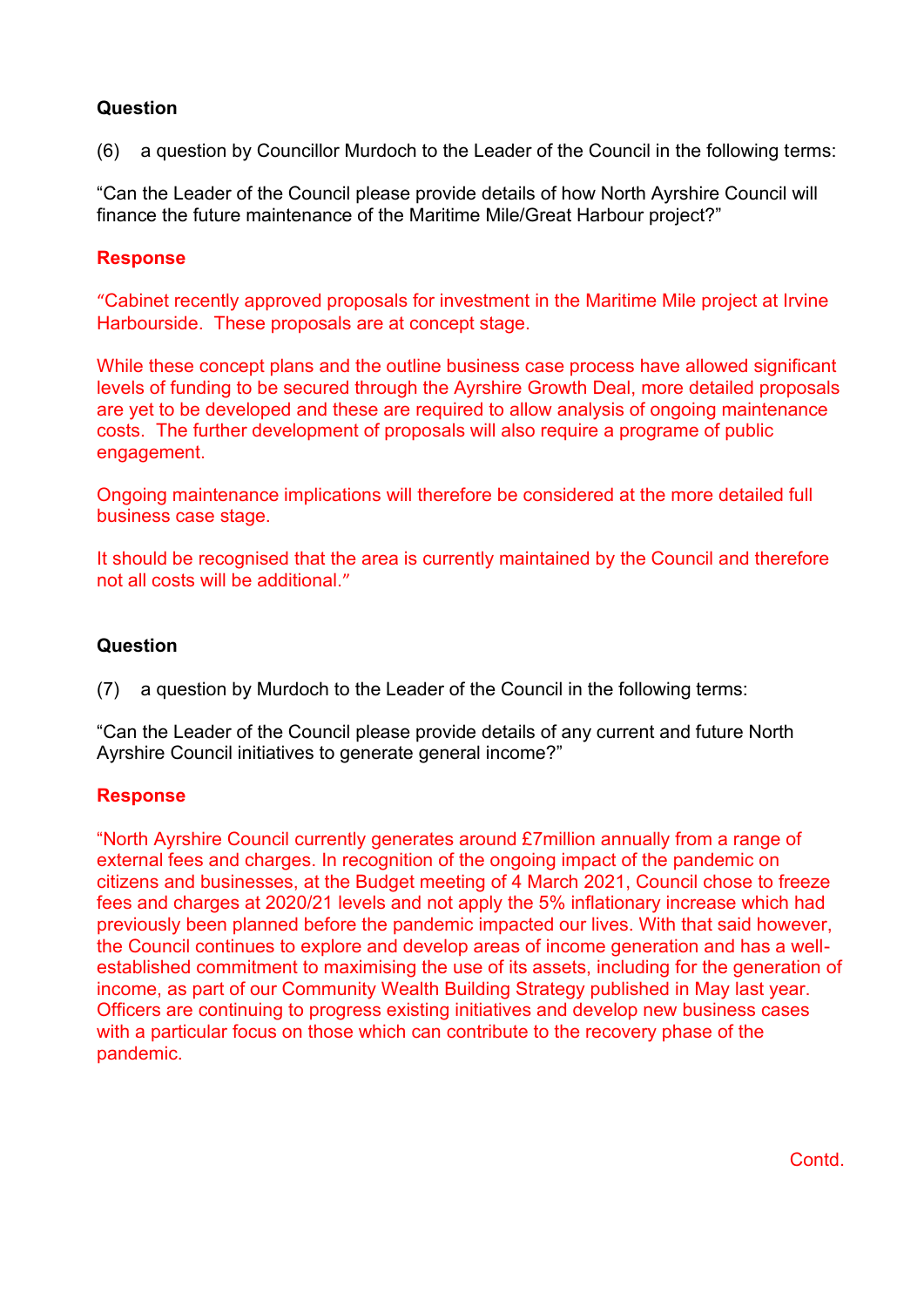**Question**

(6) a question by Councillor Murdoch to the Leader of the Council in the following terms:

"Can the Leader of the Council please provide details of how North Ayrshire Council will finance the future maintenance of the Maritime Mile/Great Harbour project?"

**Response**

"Cabinet recently approved proposals for investment in the Maritime Mile project at Irvine Harbourside. These proposals are at concept stage.

While these concept plans and the outline business case process have allowed significant levels of funding to be secured through the Ayrshire Growth Deal, more detailed proposals are yet to be developed and these are required to allow analysis of ongoing maintenance costs. The further development of proposals will also require a programe of public engagement.

Ongoing maintenance implications will therefore be considered at the more detailed full business case stage.

It should be recognised that the area is currently maintained by the Council and therefore not all costs will be additional."

**Question**

(7) a question by Murdoch to the Leader of the Council in the following terms:

"Can the Leader of the Council please provide details of any current and future North Ayrshire Council initiatives to generate general income?"

**Response**

"North Ayrshire Council currently generates around £7million annually from a range of external fees and charges. In recognition of the ongoing impact of the pandemic on citizens and businesses, at the Budget meeting of 4 March 2021, Council chose to freeze fees and charges at 2020/21 levels and not apply the 5% inflationary increase which had previously been planned before the pandemic impacted our lives. With that said however, the Council continues to explore and develop areas of income generation and has a well-established commitment to maximising the use of its assets, including for the generation of income, as part of our Community Wealth Building Strategy published in May last year. Officers are continuing to progress existing initiatives and develop new business cases with a particular focus on those which can contribute to the recovery phase of the pandemic.

Contd.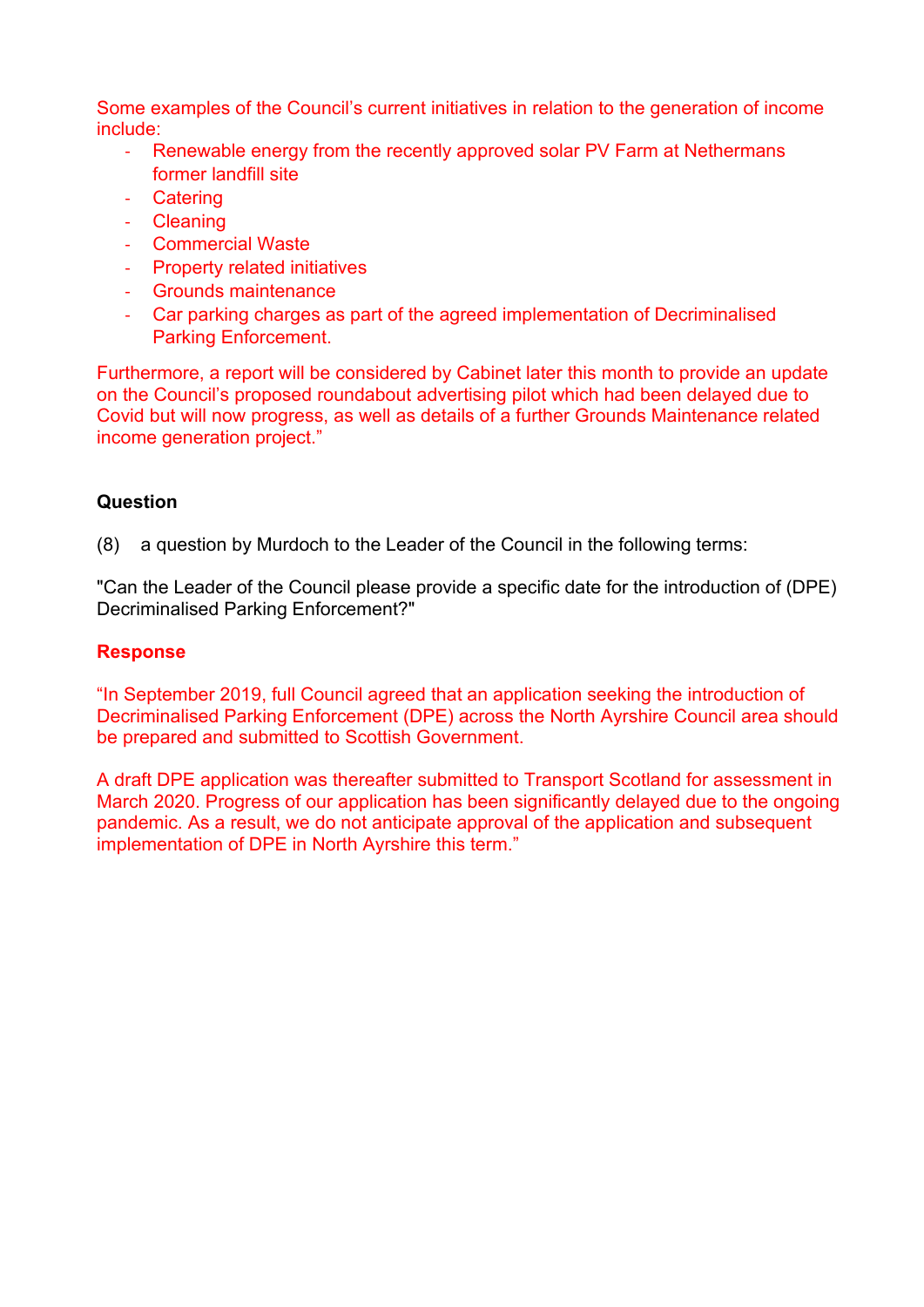Some examples of the Council's current initiatives in relation to the generation of income include:

- Renewable energy from the recently approved solar PV Farm at Nethermans former landfill site
- Catering
- Cleaning
- Commercial Waste
- Property related initiatives
- Grounds maintenance
- Car parking charges as part of the agreed implementation of Decriminalised Parking Enforcement.

Furthermore, a report will be considered by Cabinet later this month to provide an update on the Council's proposed roundabout advertising pilot which had been delayed due to Covid but will now progress, as well as details of a further Grounds Maintenance related income generation project."

**Question**

(8) a question by Murdoch to the Leader of the Council in the following terms:

"Can the Leader of the Council please provide a specific date for the introduction of (DPE) Decriminalised Parking Enforcement?"

**Response**

"In September 2019, full Council agreed that an application seeking the introduction of Decriminalised Parking Enforcement (DPE) across the North Ayrshire Council area should be prepared and submitted to Scottish Government.

A draft DPE application was thereafter submitted to Transport Scotland for assessment in March 2020. Progress of our application has been significantly delayed due to the ongoing pandemic. As a result, we do not anticipate approval of the application and subsequent implementation of DPE in North Ayrshire this term."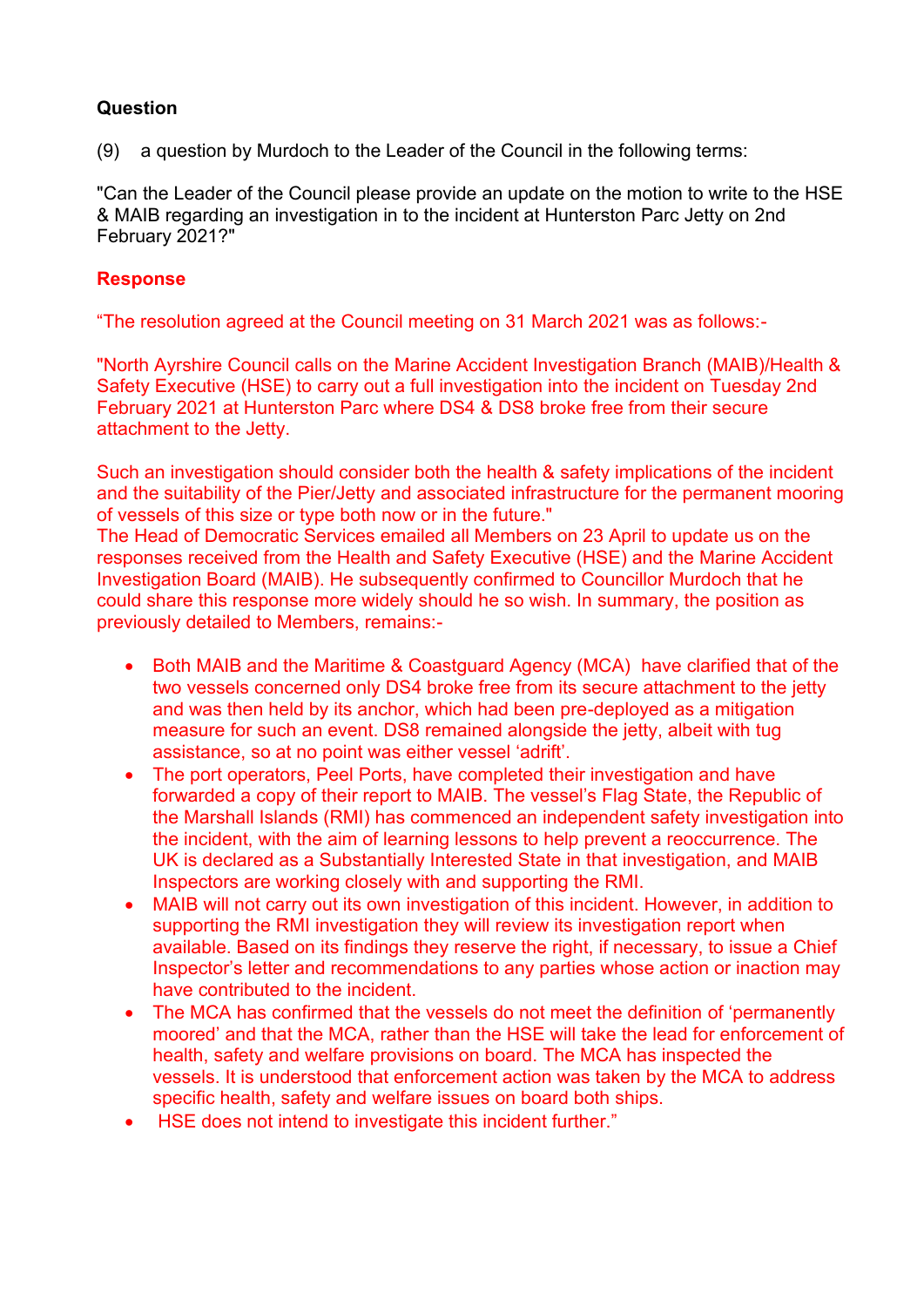**Question**

(9) a question by Murdoch to the Leader of the Council in the following terms:

"Can the Leader of the Council please provide an update on the motion to write to the HSE & MAIB regarding an investigation in to the incident at Hunterston Parc Jetty on 2nd February 2021?"

**Response**

"The resolution agreed at the Council meeting on 31 March 2021 was as follows:-

"North Ayrshire Council calls on the Marine Accident Investigation Branch (MAIB)/Health & Safety Executive (HSE) to carry out a full investigation into the incident on Tuesday 2nd February 2021 at Hunterston Parc where DS4 & DS8 broke free from their secure attachment to the Jetty.

Such an investigation should consider both the health & safety implications of the incident and the suitability of the Pier/Jetty and associated infrastructure for the permanent mooring of vessels of this size or type both now or in the future."
The Head of Democratic Services emailed all Members on 23 April to update us on the responses received from the Health and Safety Executive (HSE) and the Marine Accident Investigation Board (MAIB). He subsequently confirmed to Councillor Murdoch that he could share this response more widely should he so wish. In summary, the position as previously detailed to Members, remains:-

- Both MAIB and the Maritime & Coastguard Agency (MCA) have clarified that of the two vessels concerned only DS4 broke free from its secure attachment to the jetty and was then held by its anchor, which had been pre-deployed as a mitigation measure for such an event. DS8 remained alongside the jetty, albeit with tug assistance, so at no point was either vessel 'adrift'.
- The port operators, Peel Ports, have completed their investigation and have forwarded a copy of their report to MAIB. The vessel's Flag State, the Republic of the Marshall Islands (RMI) has commenced an independent safety investigation into the incident, with the aim of learning lessons to help prevent a reoccurrence. The UK is declared as a Substantially Interested State in that investigation, and MAIB Inspectors are working closely with and supporting the RMI.
- MAIB will not carry out its own investigation of this incident. However, in addition to supporting the RMI investigation they will review its investigation report when available. Based on its findings they reserve the right, if necessary, to issue a Chief Inspector's letter and recommendations to any parties whose action or inaction may have contributed to the incident.
- The MCA has confirmed that the vessels do not meet the definition of 'permanently moored' and that the MCA, rather than the HSE will take the lead for enforcement of health, safety and welfare provisions on board. The MCA has inspected the vessels. It is understood that enforcement action was taken by the MCA to address specific health, safety and welfare issues on board both ships.
- HSE does not intend to investigate this incident further."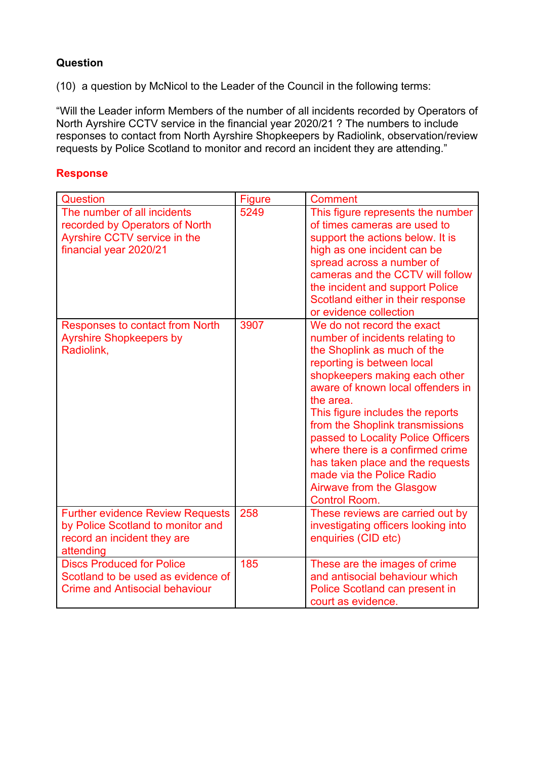**Question**

(10) a question by McNicol to the Leader of the Council in the following terms:

"Will the Leader inform Members of the number of all incidents recorded by Operators of North Ayrshire CCTV service in the financial year 2020/21 ? The numbers to include responses to contact from North Ayrshire Shopkeepers by Radiolink, observation/review requests by Police Scotland to monitor and record an incident they are attending."

**Response**

| Question | Figure | Comment |
|---|---|---|
| The number of all incidents recorded by Operators of North Ayrshire CCTV service in the financial year 2020/21 | 5249 | This figure represents the number of times cameras are used to support the actions below. It is high as one incident can be spread across a number of cameras and the CCTV will follow the incident and support Police Scotland either in their response or evidence collection |
| Responses to contact from North Ayrshire Shopkeepers by Radiolink, | 3907 | We do not record the exact number of incidents relating to the Shoplink as much of the reporting is between local shopkeepers making each other aware of known local offenders in the area.<br>This figure includes the reports from the Shoplink transmissions passed to Locality Police Officers where there is a confirmed crime has taken place and the requests made via the Police Radio Airwave from the Glasgow Control Room. |
| Further evidence Review Requests by Police Scotland to monitor and record an incident they are attending | 258 | These reviews are carried out by investigating officers looking into enquiries (CID etc) |
| Discs Produced for Police Scotland to be used as evidence of Crime and Antisocial behaviour | 185 | These are the images of crime and antisocial behaviour which Police Scotland can present in court as evidence. |